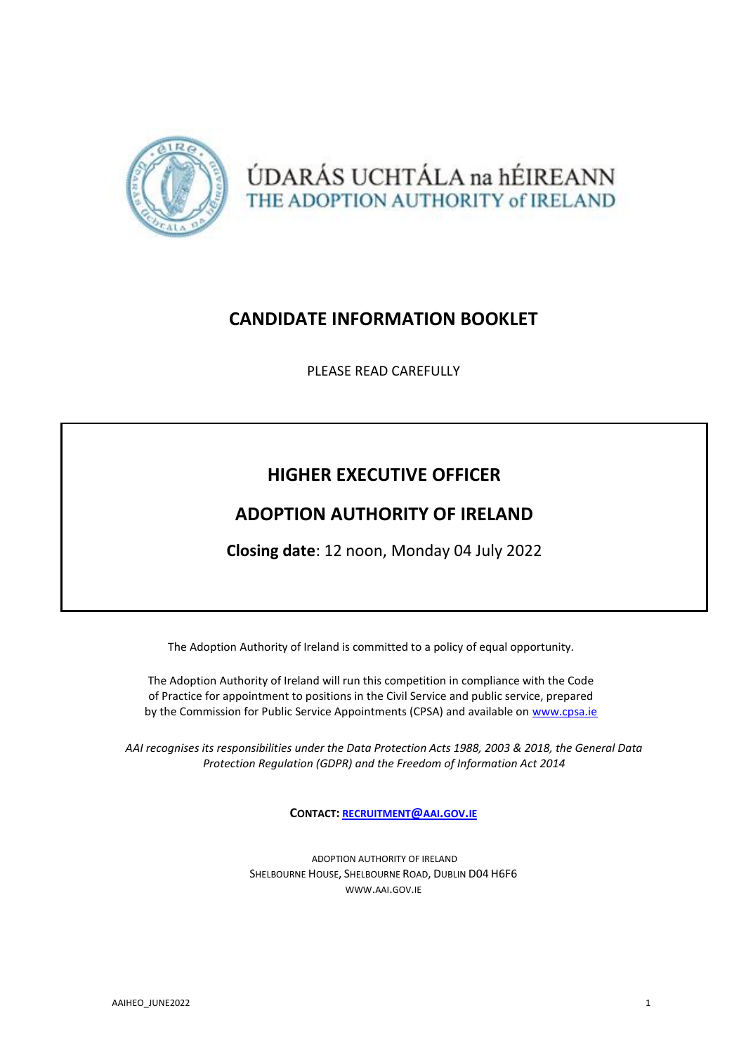ÚDARÁS UCHTÁLA na hÉIREANN
THE ADOPTION AUTHORITY of IRELAND

# CANDIDATE INFORMATION BOOKLET

PLEASE READ CAREFULLY

## HIGHER EXECUTIVE OFFICER

## ADOPTION AUTHORITY OF IRELAND

**Closing date**: 12 noon, Monday 04 July 2022

The Adoption Authority of Ireland is committed to a policy of equal opportunity.

The Adoption Authority of Ireland will run this competition in compliance with the Code of Practice for appointment to positions in the Civil Service and public service, prepared by the Commission for Public Service Appointments (CPSA) and available on www.cpsa.ie

*AAI recognises its responsibilities under the Data Protection Acts 1988, 2003 & 2018, the General Data Protection Regulation (GDPR) and the Freedom of Information Act 2014*

**CONTACT:** RECRUITMENT@AAI.GOV.IE

ADOPTION AUTHORITY OF IRELAND
SHELBOURNE HOUSE, SHELBOURNE ROAD, DUBLIN D04 H6F6
WWW.AAI.GOV.IE

AAIHEO_JUNE2022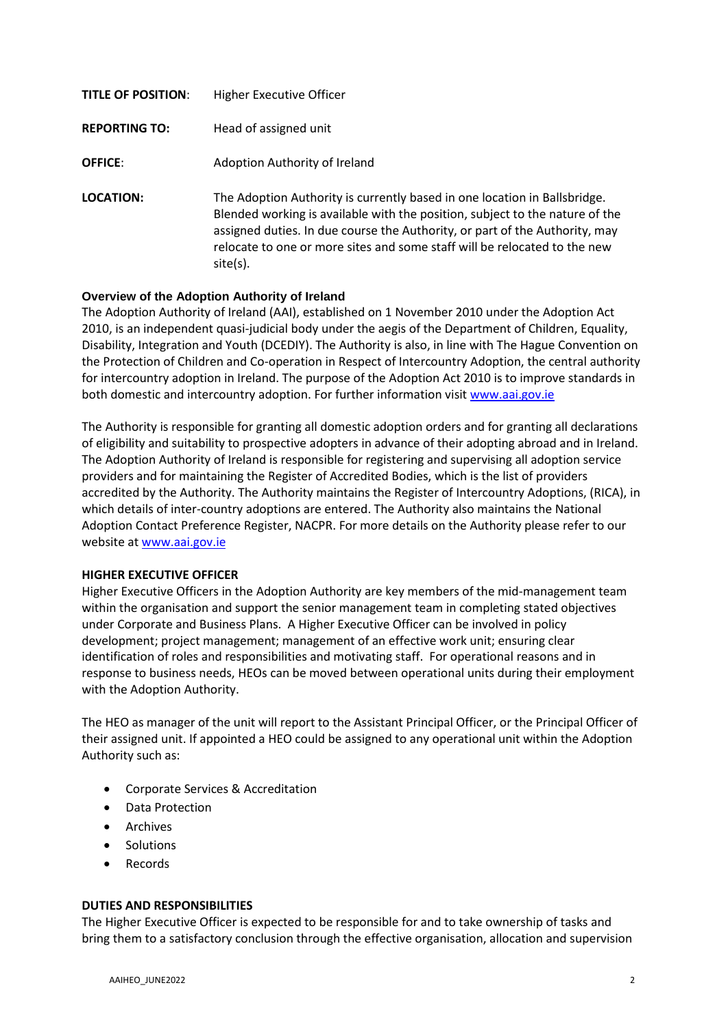**TITLE OF POSITION**: Higher Executive Officer

**REPORTING TO:** Head of assigned unit

**OFFICE**: Adoption Authority of Ireland

**LOCATION:** The Adoption Authority is currently based in one location in Ballsbridge. Blended working is available with the position, subject to the nature of the assigned duties. In due course the Authority, or part of the Authority, may relocate to one or more sites and some staff will be relocated to the new site(s).

**Overview of the Adoption Authority of Ireland**

The Adoption Authority of Ireland (AAI), established on 1 November 2010 under the Adoption Act 2010, is an independent quasi-judicial body under the aegis of the Department of Children, Equality, Disability, Integration and Youth (DCEDIY). The Authority is also, in line with The Hague Convention on the Protection of Children and Co-operation in Respect of Intercountry Adoption, the central authority for intercountry adoption in Ireland. The purpose of the Adoption Act 2010 is to improve standards in both domestic and intercountry adoption. For further information visit www.aai.gov.ie

The Authority is responsible for granting all domestic adoption orders and for granting all declarations of eligibility and suitability to prospective adopters in advance of their adopting abroad and in Ireland. The Adoption Authority of Ireland is responsible for registering and supervising all adoption service providers and for maintaining the Register of Accredited Bodies, which is the list of providers accredited by the Authority. The Authority maintains the Register of Intercountry Adoptions, (RICA), in which details of inter-country adoptions are entered. The Authority also maintains the National Adoption Contact Preference Register, NACPR. For more details on the Authority please refer to our website at www.aai.gov.ie

**HIGHER EXECUTIVE OFFICER**

Higher Executive Officers in the Adoption Authority are key members of the mid-management team within the organisation and support the senior management team in completing stated objectives under Corporate and Business Plans. A Higher Executive Officer can be involved in policy development; project management; management of an effective work unit; ensuring clear identification of roles and responsibilities and motivating staff. For operational reasons and in response to business needs, HEOs can be moved between operational units during their employment with the Adoption Authority.

The HEO as manager of the unit will report to the Assistant Principal Officer, or the Principal Officer of their assigned unit. If appointed a HEO could be assigned to any operational unit within the Adoption Authority such as:

- Corporate Services & Accreditation
- Data Protection
- Archives
- Solutions
- Records

**DUTIES AND RESPONSIBILITIES**

The Higher Executive Officer is expected to be responsible for and to take ownership of tasks and bring them to a satisfactory conclusion through the effective organisation, allocation and supervision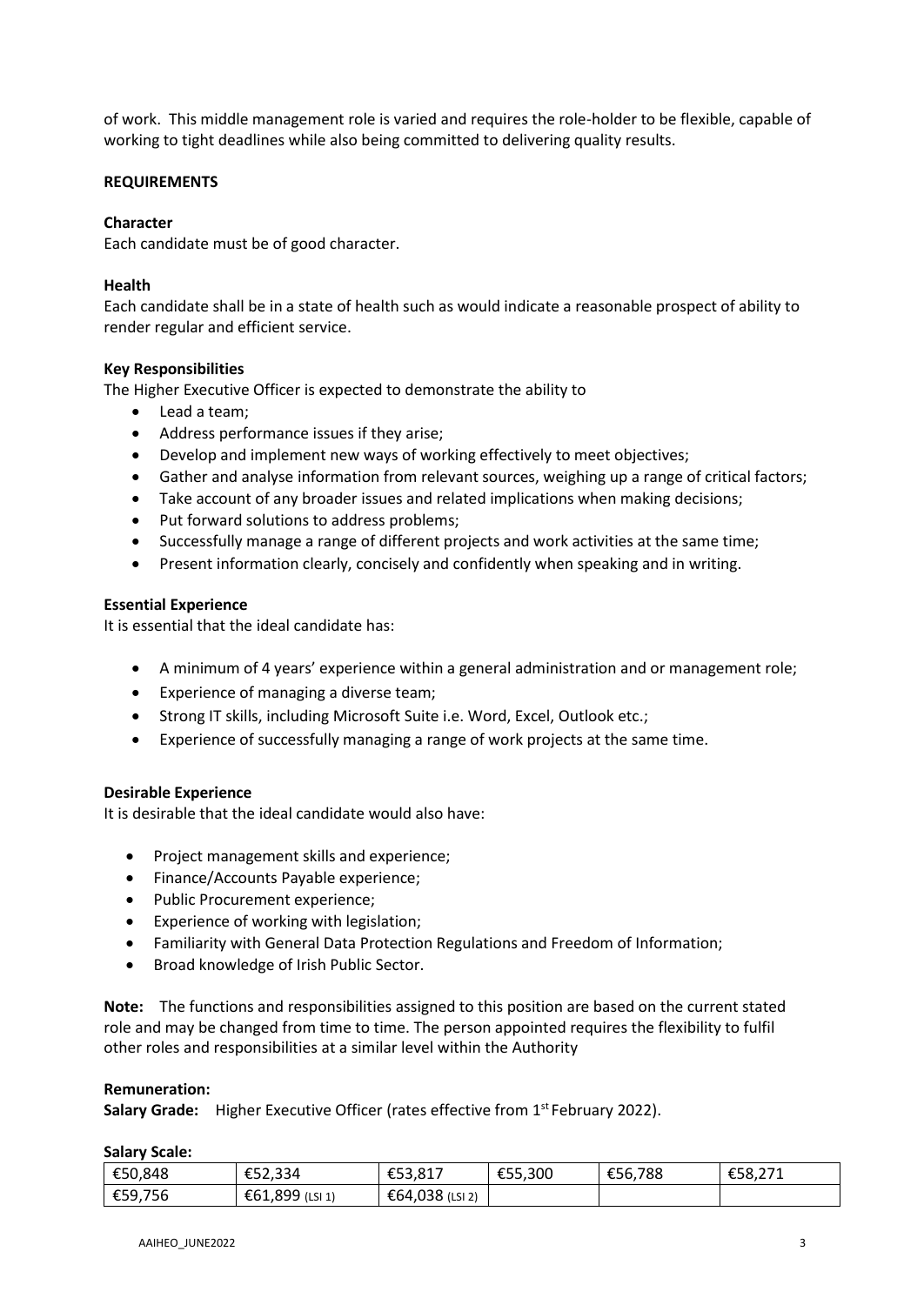of work. This middle management role is varied and requires the role-holder to be flexible, capable of working to tight deadlines while also being committed to delivering quality results.

**REQUIREMENTS**

**Character**
Each candidate must be of good character.

**Health**
Each candidate shall be in a state of health such as would indicate a reasonable prospect of ability to render regular and efficient service.

**Key Responsibilities**
The Higher Executive Officer is expected to demonstrate the ability to

- Lead a team;
- Address performance issues if they arise;
- Develop and implement new ways of working effectively to meet objectives;
- Gather and analyse information from relevant sources, weighing up a range of critical factors;
- Take account of any broader issues and related implications when making decisions;
- Put forward solutions to address problems;
- Successfully manage a range of different projects and work activities at the same time;
- Present information clearly, concisely and confidently when speaking and in writing.

**Essential Experience**
It is essential that the ideal candidate has:

- A minimum of 4 years' experience within a general administration and or management role;
- Experience of managing a diverse team;
- Strong IT skills, including Microsoft Suite i.e. Word, Excel, Outlook etc.;
- Experience of successfully managing a range of work projects at the same time.

**Desirable Experience**
It is desirable that the ideal candidate would also have:

- Project management skills and experience;
- Finance/Accounts Payable experience;
- Public Procurement experience;
- Experience of working with legislation;
- Familiarity with General Data Protection Regulations and Freedom of Information;
- Broad knowledge of Irish Public Sector.

**Note:** The functions and responsibilities assigned to this position are based on the current stated role and may be changed from time to time. The person appointed requires the flexibility to fulfil other roles and responsibilities at a similar level within the Authority

**Remuneration:**
**Salary Grade:** Higher Executive Officer (rates effective from 1st February 2022).

**Salary Scale:**

| | | | | | |
|---|---|---|---|---|---|
| €50,848 | €52,334 | €53,817 | €55,300 | €56,788 | €58,271 |
| €59,756 | €61,899 (LSI 1) | €64,038 (LSI 2) | | | |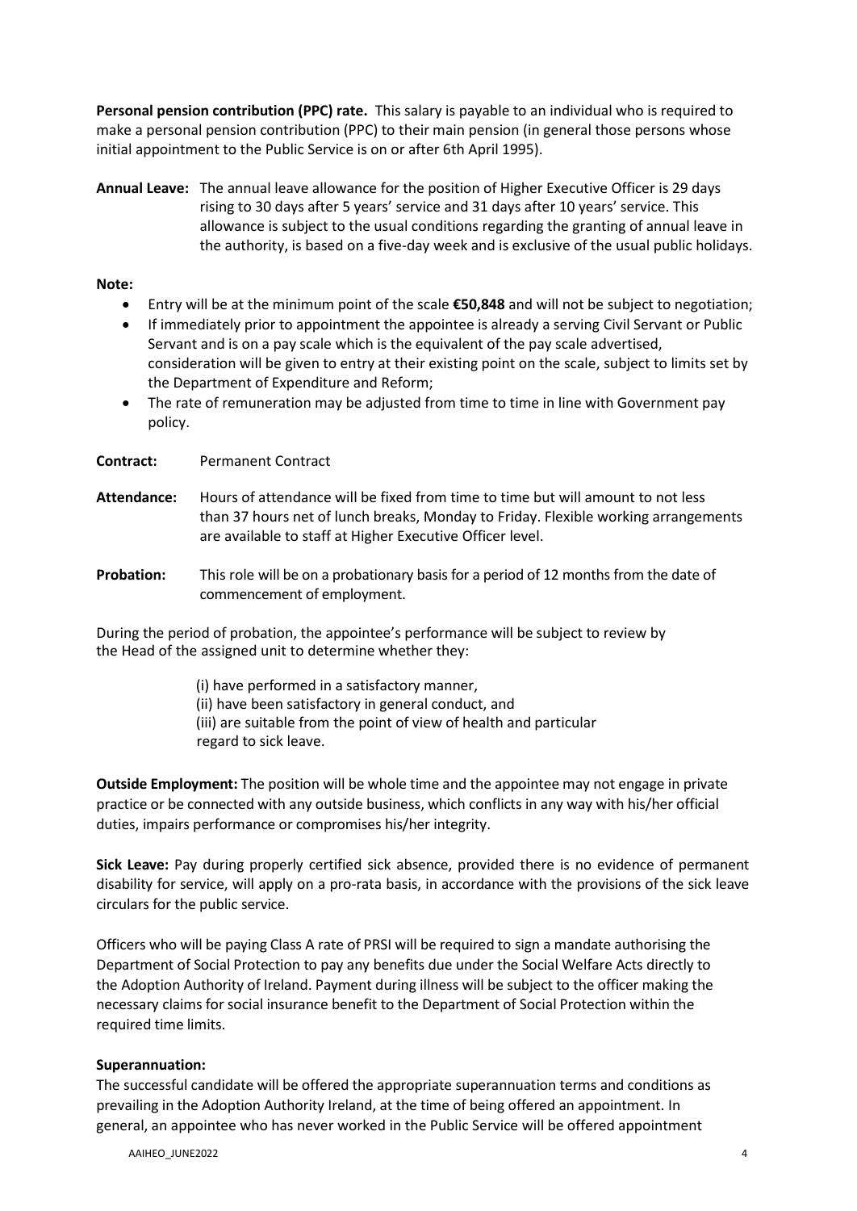**Personal pension contribution (PPC) rate.** This salary is payable to an individual who is required to make a personal pension contribution (PPC) to their main pension (in general those persons whose initial appointment to the Public Service is on or after 6th April 1995).

**Annual Leave:** The annual leave allowance for the position of Higher Executive Officer is 29 days rising to 30 days after 5 years' service and 31 days after 10 years' service. This allowance is subject to the usual conditions regarding the granting of annual leave in the authority, is based on a five-day week and is exclusive of the usual public holidays.

**Note:**

- Entry will be at the minimum point of the scale **€50,848** and will not be subject to negotiation;
- If immediately prior to appointment the appointee is already a serving Civil Servant or Public Servant and is on a pay scale which is the equivalent of the pay scale advertised, consideration will be given to entry at their existing point on the scale, subject to limits set by the Department of Expenditure and Reform;
- The rate of remuneration may be adjusted from time to time in line with Government pay policy.

**Contract:** Permanent Contract

**Attendance:** Hours of attendance will be fixed from time to time but will amount to not less than 37 hours net of lunch breaks, Monday to Friday. Flexible working arrangements are available to staff at Higher Executive Officer level.

**Probation:** This role will be on a probationary basis for a period of 12 months from the date of commencement of employment.

During the period of probation, the appointee's performance will be subject to review by the Head of the assigned unit to determine whether they:

(i) have performed in a satisfactory manner,
(ii) have been satisfactory in general conduct, and
(iii) are suitable from the point of view of health and particular regard to sick leave.

**Outside Employment:** The position will be whole time and the appointee may not engage in private practice or be connected with any outside business, which conflicts in any way with his/her official duties, impairs performance or compromises his/her integrity.

**Sick Leave:** Pay during properly certified sick absence, provided there is no evidence of permanent disability for service, will apply on a pro-rata basis, in accordance with the provisions of the sick leave circulars for the public service.

Officers who will be paying Class A rate of PRSI will be required to sign a mandate authorising the Department of Social Protection to pay any benefits due under the Social Welfare Acts directly to the Adoption Authority of Ireland. Payment during illness will be subject to the officer making the necessary claims for social insurance benefit to the Department of Social Protection within the required time limits.

**Superannuation:**

The successful candidate will be offered the appropriate superannuation terms and conditions as prevailing in the Adoption Authority Ireland, at the time of being offered an appointment. In general, an appointee who has never worked in the Public Service will be offered appointment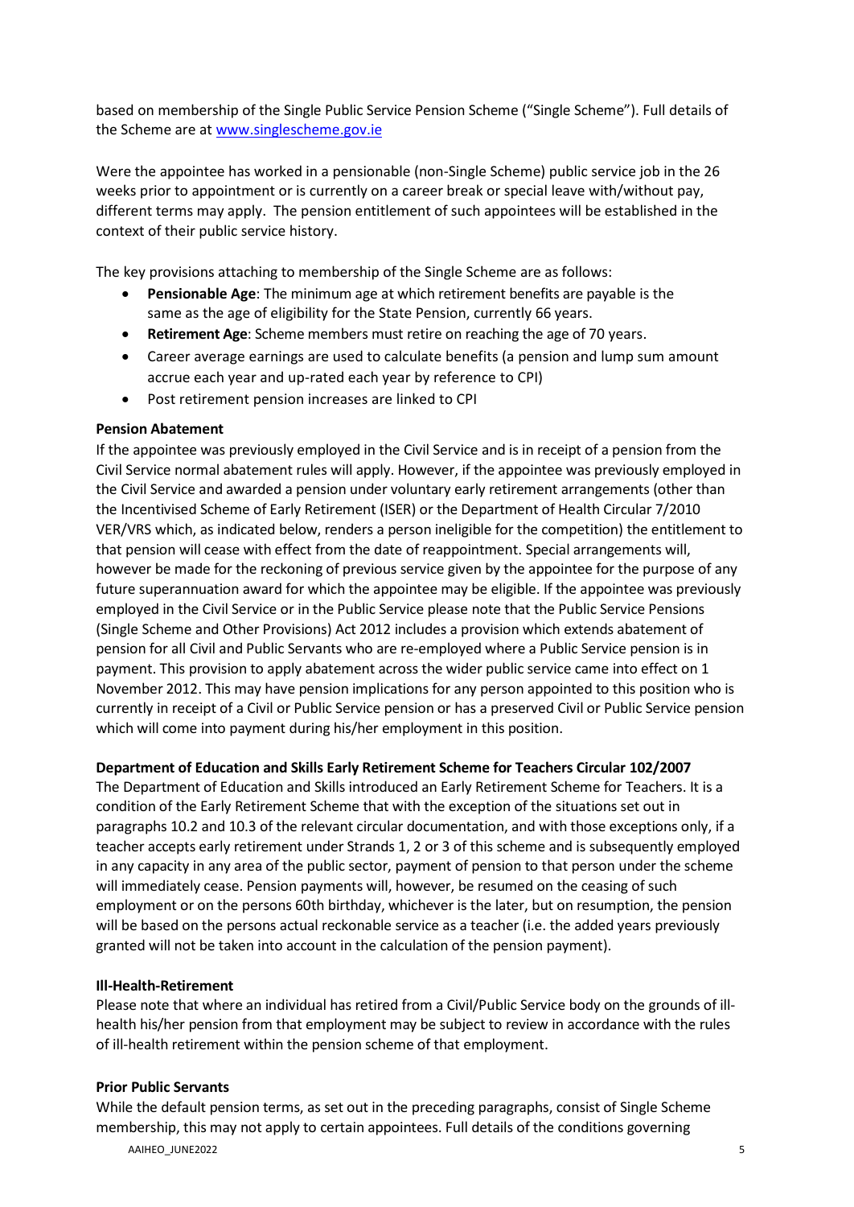based on membership of the Single Public Service Pension Scheme ("Single Scheme"). Full details of the Scheme are at www.singlescheme.gov.ie

Were the appointee has worked in a pensionable (non-Single Scheme) public service job in the 26 weeks prior to appointment or is currently on a career break or special leave with/without pay, different terms may apply. The pension entitlement of such appointees will be established in the context of their public service history.

The key provisions attaching to membership of the Single Scheme are as follows:

- **Pensionable Age**: The minimum age at which retirement benefits are payable is the same as the age of eligibility for the State Pension, currently 66 years.
- **Retirement Age**: Scheme members must retire on reaching the age of 70 years.
- Career average earnings are used to calculate benefits (a pension and lump sum amount accrue each year and up-rated each year by reference to CPI)
- Post retirement pension increases are linked to CPI

**Pension Abatement**

If the appointee was previously employed in the Civil Service and is in receipt of a pension from the Civil Service normal abatement rules will apply. However, if the appointee was previously employed in the Civil Service and awarded a pension under voluntary early retirement arrangements (other than the Incentivised Scheme of Early Retirement (ISER) or the Department of Health Circular 7/2010 VER/VRS which, as indicated below, renders a person ineligible for the competition) the entitlement to that pension will cease with effect from the date of reappointment. Special arrangements will, however be made for the reckoning of previous service given by the appointee for the purpose of any future superannuation award for which the appointee may be eligible. If the appointee was previously employed in the Civil Service or in the Public Service please note that the Public Service Pensions (Single Scheme and Other Provisions) Act 2012 includes a provision which extends abatement of pension for all Civil and Public Servants who are re-employed where a Public Service pension is in payment. This provision to apply abatement across the wider public service came into effect on 1 November 2012. This may have pension implications for any person appointed to this position who is currently in receipt of a Civil or Public Service pension or has a preserved Civil or Public Service pension which will come into payment during his/her employment in this position.

**Department of Education and Skills Early Retirement Scheme for Teachers Circular 102/2007**

The Department of Education and Skills introduced an Early Retirement Scheme for Teachers. It is a condition of the Early Retirement Scheme that with the exception of the situations set out in paragraphs 10.2 and 10.3 of the relevant circular documentation, and with those exceptions only, if a teacher accepts early retirement under Strands 1, 2 or 3 of this scheme and is subsequently employed in any capacity in any area of the public sector, payment of pension to that person under the scheme will immediately cease. Pension payments will, however, be resumed on the ceasing of such employment or on the persons 60th birthday, whichever is the later, but on resumption, the pension will be based on the persons actual reckonable service as a teacher (i.e. the added years previously granted will not be taken into account in the calculation of the pension payment).

**Ill-Health-Retirement**

Please note that where an individual has retired from a Civil/Public Service body on the grounds of ill-health his/her pension from that employment may be subject to review in accordance with the rules of ill-health retirement within the pension scheme of that employment.

**Prior Public Servants**

While the default pension terms, as set out in the preceding paragraphs, consist of Single Scheme membership, this may not apply to certain appointees. Full details of the conditions governing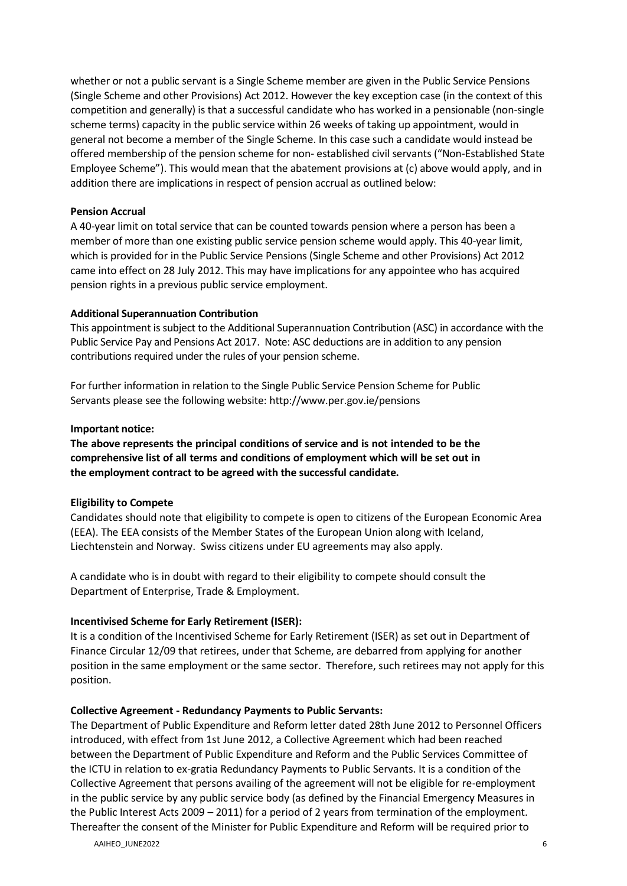whether or not a public servant is a Single Scheme member are given in the Public Service Pensions (Single Scheme and other Provisions) Act 2012. However the key exception case (in the context of this competition and generally) is that a successful candidate who has worked in a pensionable (non-single scheme terms) capacity in the public service within 26 weeks of taking up appointment, would in general not become a member of the Single Scheme. In this case such a candidate would instead be offered membership of the pension scheme for non- established civil servants ("Non-Established State Employee Scheme"). This would mean that the abatement provisions at (c) above would apply, and in addition there are implications in respect of pension accrual as outlined below:

**Pension Accrual**

A 40-year limit on total service that can be counted towards pension where a person has been a member of more than one existing public service pension scheme would apply. This 40-year limit, which is provided for in the Public Service Pensions (Single Scheme and other Provisions) Act 2012 came into effect on 28 July 2012. This may have implications for any appointee who has acquired pension rights in a previous public service employment.

**Additional Superannuation Contribution**

This appointment is subject to the Additional Superannuation Contribution (ASC) in accordance with the Public Service Pay and Pensions Act 2017. Note: ASC deductions are in addition to any pension contributions required under the rules of your pension scheme.

For further information in relation to the Single Public Service Pension Scheme for Public Servants please see the following website: http://www.per.gov.ie/pensions

**Important notice:**

**The above represents the principal conditions of service and is not intended to be the comprehensive list of all terms and conditions of employment which will be set out in the employment contract to be agreed with the successful candidate.**

**Eligibility to Compete**

Candidates should note that eligibility to compete is open to citizens of the European Economic Area (EEA). The EEA consists of the Member States of the European Union along with Iceland, Liechtenstein and Norway. Swiss citizens under EU agreements may also apply.

A candidate who is in doubt with regard to their eligibility to compete should consult the Department of Enterprise, Trade & Employment.

**Incentivised Scheme for Early Retirement (ISER):**

It is a condition of the Incentivised Scheme for Early Retirement (ISER) as set out in Department of Finance Circular 12/09 that retirees, under that Scheme, are debarred from applying for another position in the same employment or the same sector. Therefore, such retirees may not apply for this position.

**Collective Agreement - Redundancy Payments to Public Servants:**

The Department of Public Expenditure and Reform letter dated 28th June 2012 to Personnel Officers introduced, with effect from 1st June 2012, a Collective Agreement which had been reached between the Department of Public Expenditure and Reform and the Public Services Committee of the ICTU in relation to ex-gratia Redundancy Payments to Public Servants. It is a condition of the Collective Agreement that persons availing of the agreement will not be eligible for re-employment in the public service by any public service body (as defined by the Financial Emergency Measures in the Public Interest Acts 2009 – 2011) for a period of 2 years from termination of the employment. Thereafter the consent of the Minister for Public Expenditure and Reform will be required prior to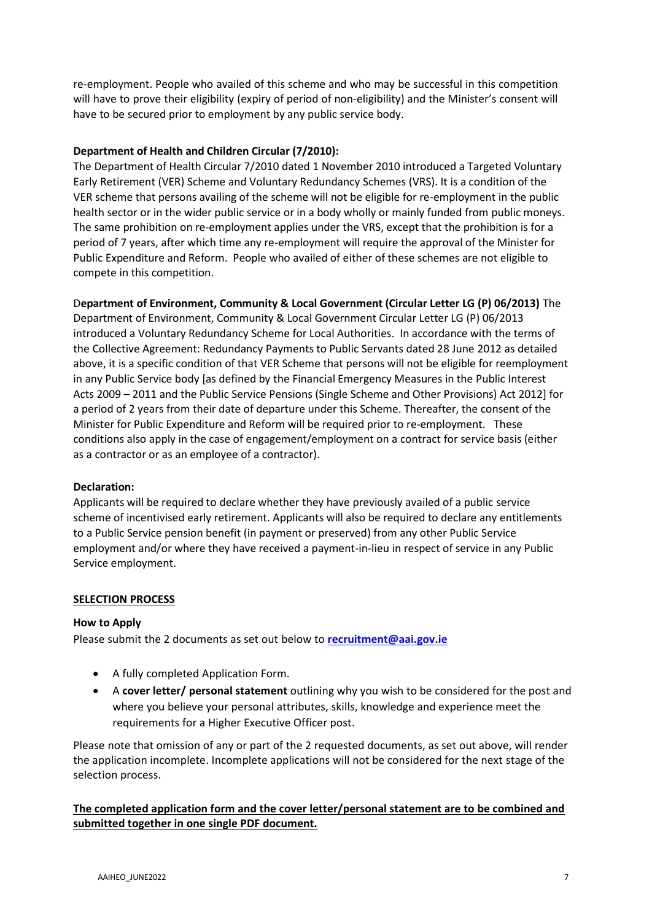re-employment. People who availed of this scheme and who may be successful in this competition will have to prove their eligibility (expiry of period of non-eligibility) and the Minister's consent will have to be secured prior to employment by any public service body.

**Department of Health and Children Circular (7/2010):**
The Department of Health Circular 7/2010 dated 1 November 2010 introduced a Targeted Voluntary Early Retirement (VER) Scheme and Voluntary Redundancy Schemes (VRS). It is a condition of the VER scheme that persons availing of the scheme will not be eligible for re-employment in the public health sector or in the wider public service or in a body wholly or mainly funded from public moneys. The same prohibition on re-employment applies under the VRS, except that the prohibition is for a period of 7 years, after which time any re-employment will require the approval of the Minister for Public Expenditure and Reform. People who availed of either of these schemes are not eligible to compete in this competition.

**Department of Environment, Community & Local Government (Circular Letter LG (P) 06/2013)** The Department of Environment, Community & Local Government Circular Letter LG (P) 06/2013 introduced a Voluntary Redundancy Scheme for Local Authorities. In accordance with the terms of the Collective Agreement: Redundancy Payments to Public Servants dated 28 June 2012 as detailed above, it is a specific condition of that VER Scheme that persons will not be eligible for reemployment in any Public Service body [as defined by the Financial Emergency Measures in the Public Interest Acts 2009 – 2011 and the Public Service Pensions (Single Scheme and Other Provisions) Act 2012] for a period of 2 years from their date of departure under this Scheme. Thereafter, the consent of the Minister for Public Expenditure and Reform will be required prior to re-employment. These conditions also apply in the case of engagement/employment on a contract for service basis (either as a contractor or as an employee of a contractor).

**Declaration:**
Applicants will be required to declare whether they have previously availed of a public service scheme of incentivised early retirement. Applicants will also be required to declare any entitlements to a Public Service pension benefit (in payment or preserved) from any other Public Service employment and/or where they have received a payment-in-lieu in respect of service in any Public Service employment.

## SELECTION PROCESS

**How to Apply**
Please submit the 2 documents as set out below to **recruitment@aai.gov.ie**

- A fully completed Application Form.
- A **cover letter/ personal statement** outlining why you wish to be considered for the post and where you believe your personal attributes, skills, knowledge and experience meet the requirements for a Higher Executive Officer post.

Please note that omission of any or part of the 2 requested documents, as set out above, will render the application incomplete. Incomplete applications will not be considered for the next stage of the selection process.

**The completed application form and the cover letter/personal statement are to be combined and submitted together in one single PDF document.**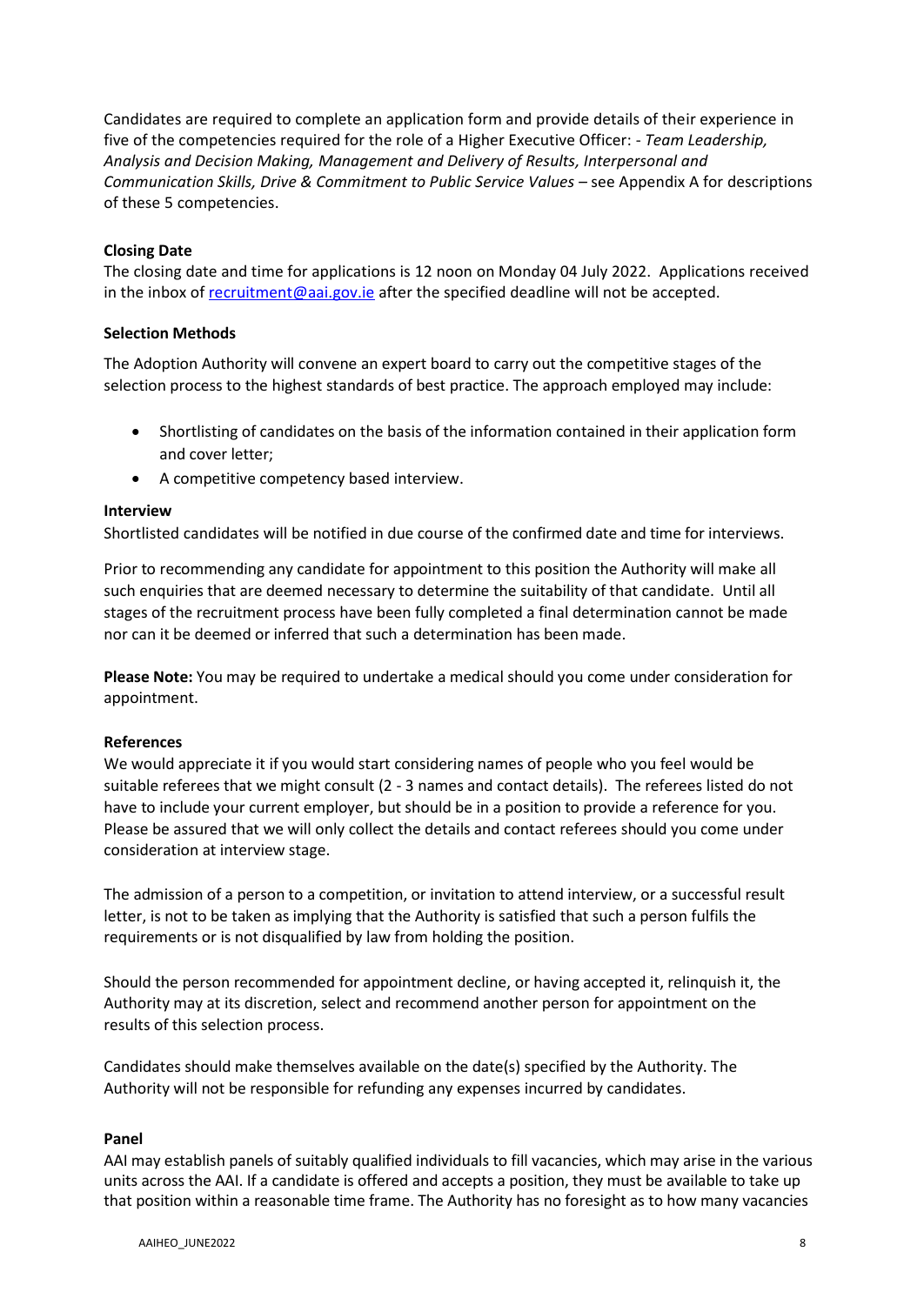Candidates are required to complete an application form and provide details of their experience in five of the competencies required for the role of a Higher Executive Officer: - *Team Leadership, Analysis and Decision Making, Management and Delivery of Results, Interpersonal and Communication Skills, Drive & Commitment to Public Service Values* – see Appendix A for descriptions of these 5 competencies.

**Closing Date**

The closing date and time for applications is 12 noon on Monday 04 July 2022. Applications received in the inbox of [recruitment@aai.gov.ie](mailto:recruitment@aai.gov.ie) after the specified deadline will not be accepted.

**Selection Methods**

The Adoption Authority will convene an expert board to carry out the competitive stages of the selection process to the highest standards of best practice. The approach employed may include:

- Shortlisting of candidates on the basis of the information contained in their application form and cover letter;
- A competitive competency based interview.

**Interview**

Shortlisted candidates will be notified in due course of the confirmed date and time for interviews.

Prior to recommending any candidate for appointment to this position the Authority will make all such enquiries that are deemed necessary to determine the suitability of that candidate. Until all stages of the recruitment process have been fully completed a final determination cannot be made nor can it be deemed or inferred that such a determination has been made.

**Please Note:** You may be required to undertake a medical should you come under consideration for appointment.

**References**

We would appreciate it if you would start considering names of people who you feel would be suitable referees that we might consult (2 - 3 names and contact details). The referees listed do not have to include your current employer, but should be in a position to provide a reference for you. Please be assured that we will only collect the details and contact referees should you come under consideration at interview stage.

The admission of a person to a competition, or invitation to attend interview, or a successful result letter, is not to be taken as implying that the Authority is satisfied that such a person fulfils the requirements or is not disqualified by law from holding the position.

Should the person recommended for appointment decline, or having accepted it, relinquish it, the Authority may at its discretion, select and recommend another person for appointment on the results of this selection process.

Candidates should make themselves available on the date(s) specified by the Authority. The Authority will not be responsible for refunding any expenses incurred by candidates.

**Panel**

AAI may establish panels of suitably qualified individuals to fill vacancies, which may arise in the various units across the AAI. If a candidate is offered and accepts a position, they must be available to take up that position within a reasonable time frame. The Authority has no foresight as to how many vacancies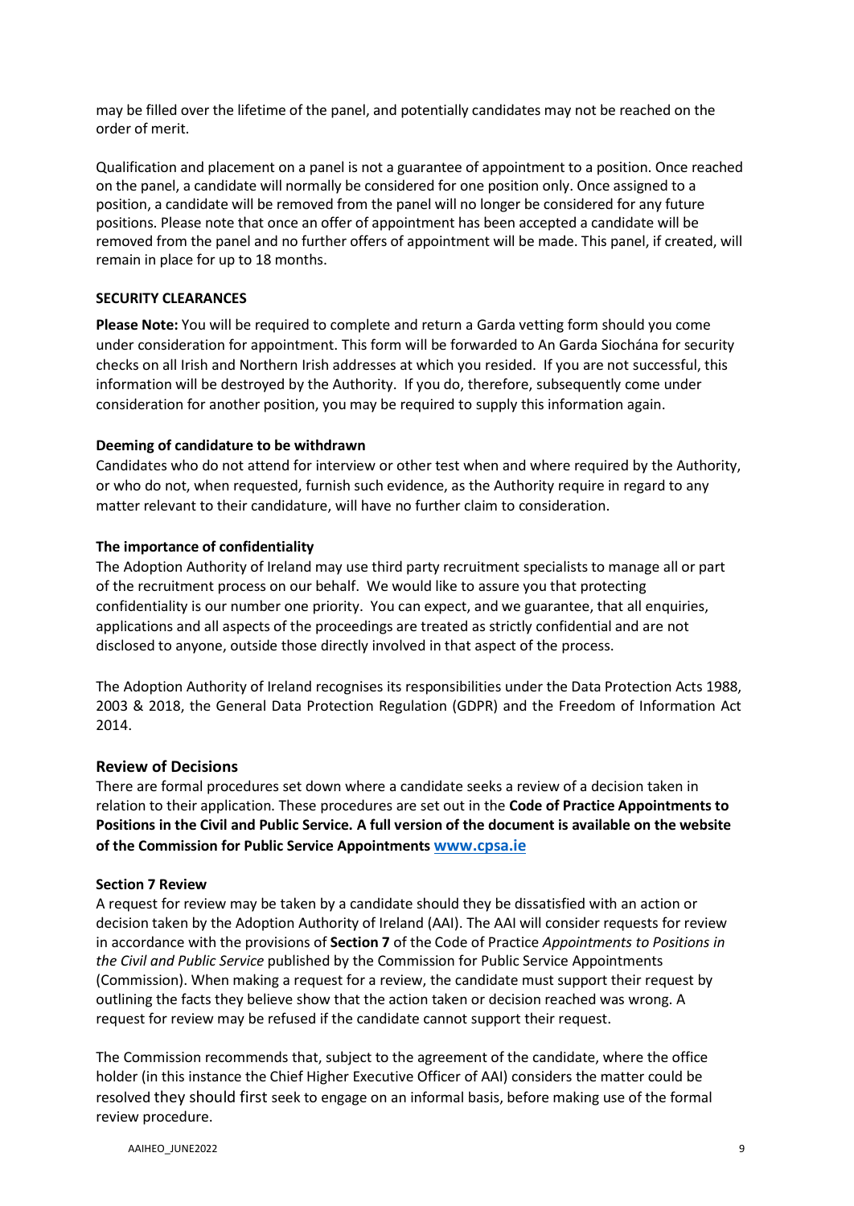may be filled over the lifetime of the panel, and potentially candidates may not be reached on the order of merit.

Qualification and placement on a panel is not a guarantee of appointment to a position. Once reached on the panel, a candidate will normally be considered for one position only. Once assigned to a position, a candidate will be removed from the panel will no longer be considered for any future positions. Please note that once an offer of appointment has been accepted a candidate will be removed from the panel and no further offers of appointment will be made. This panel, if created, will remain in place for up to 18 months.

**SECURITY CLEARANCES**

**Please Note:** You will be required to complete and return a Garda vetting form should you come under consideration for appointment. This form will be forwarded to An Garda Siochána for security checks on all Irish and Northern Irish addresses at which you resided. If you are not successful, this information will be destroyed by the Authority. If you do, therefore, subsequently come under consideration for another position, you may be required to supply this information again.

**Deeming of candidature to be withdrawn**

Candidates who do not attend for interview or other test when and where required by the Authority, or who do not, when requested, furnish such evidence, as the Authority require in regard to any matter relevant to their candidature, will have no further claim to consideration.

**The importance of confidentiality**

The Adoption Authority of Ireland may use third party recruitment specialists to manage all or part of the recruitment process on our behalf. We would like to assure you that protecting confidentiality is our number one priority. You can expect, and we guarantee, that all enquiries, applications and all aspects of the proceedings are treated as strictly confidential and are not disclosed to anyone, outside those directly involved in that aspect of the process.

The Adoption Authority of Ireland recognises its responsibilities under the Data Protection Acts 1988, 2003 & 2018, the General Data Protection Regulation (GDPR) and the Freedom of Information Act 2014.

## Review of Decisions

There are formal procedures set down where a candidate seeks a review of a decision taken in relation to their application. These procedures are set out in the **Code of Practice Appointments to Positions in the Civil and Public Service. A full version of the document is available on the website of the Commission for Public Service Appointments [www.cpsa.ie](www.cpsa.ie)**

**Section 7 Review**

A request for review may be taken by a candidate should they be dissatisfied with an action or decision taken by the Adoption Authority of Ireland (AAI). The AAI will consider requests for review in accordance with the provisions of **Section 7** of the Code of Practice *Appointments to Positions in the Civil and Public Service* published by the Commission for Public Service Appointments (Commission). When making a request for a review, the candidate must support their request by outlining the facts they believe show that the action taken or decision reached was wrong. A request for review may be refused if the candidate cannot support their request.

The Commission recommends that, subject to the agreement of the candidate, where the office holder (in this instance the Chief Higher Executive Officer of AAI) considers the matter could be resolved they should first seek to engage on an informal basis, before making use of the formal review procedure.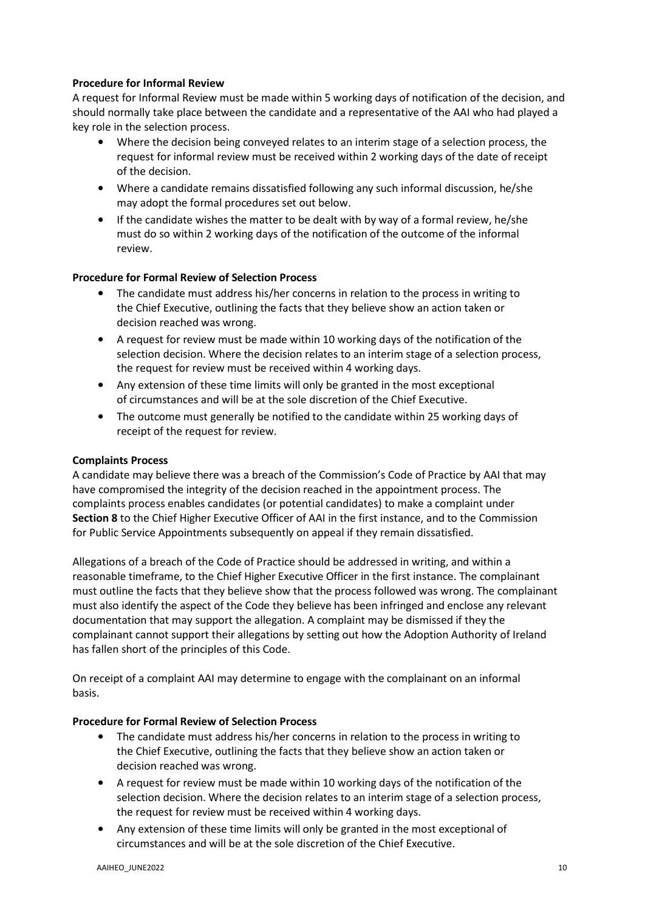**Procedure for Informal Review**

A request for Informal Review must be made within 5 working days of notification of the decision, and should normally take place between the candidate and a representative of the AAI who had played a key role in the selection process.

- Where the decision being conveyed relates to an interim stage of a selection process, the request for informal review must be received within 2 working days of the date of receipt of the decision.
- Where a candidate remains dissatisfied following any such informal discussion, he/she may adopt the formal procedures set out below.
- If the candidate wishes the matter to be dealt with by way of a formal review, he/she must do so within 2 working days of the notification of the outcome of the informal review.

**Procedure for Formal Review of Selection Process**

- The candidate must address his/her concerns in relation to the process in writing to the Chief Executive, outlining the facts that they believe show an action taken or decision reached was wrong.
- A request for review must be made within 10 working days of the notification of the selection decision. Where the decision relates to an interim stage of a selection process, the request for review must be received within 4 working days.
- Any extension of these time limits will only be granted in the most exceptional of circumstances and will be at the sole discretion of the Chief Executive.
- The outcome must generally be notified to the candidate within 25 working days of receipt of the request for review.

**Complaints Process**

A candidate may believe there was a breach of the Commission's Code of Practice by AAI that may have compromised the integrity of the decision reached in the appointment process. The complaints process enables candidates (or potential candidates) to make a complaint under **Section 8** to the Chief Higher Executive Officer of AAI in the first instance, and to the Commission for Public Service Appointments subsequently on appeal if they remain dissatisfied.

Allegations of a breach of the Code of Practice should be addressed in writing, and within a reasonable timeframe, to the Chief Higher Executive Officer in the first instance. The complainant must outline the facts that they believe show that the process followed was wrong. The complainant must also identify the aspect of the Code they believe has been infringed and enclose any relevant documentation that may support the allegation. A complaint may be dismissed if they the complainant cannot support their allegations by setting out how the Adoption Authority of Ireland has fallen short of the principles of this Code.

On receipt of a complaint AAI may determine to engage with the complainant on an informal basis.

**Procedure for Formal Review of Selection Process**

- The candidate must address his/her concerns in relation to the process in writing to the Chief Executive, outlining the facts that they believe show an action taken or decision reached was wrong.
- A request for review must be made within 10 working days of the notification of the selection decision. Where the decision relates to an interim stage of a selection process, the request for review must be received within 4 working days.
- Any extension of these time limits will only be granted in the most exceptional of circumstances and will be at the sole discretion of the Chief Executive.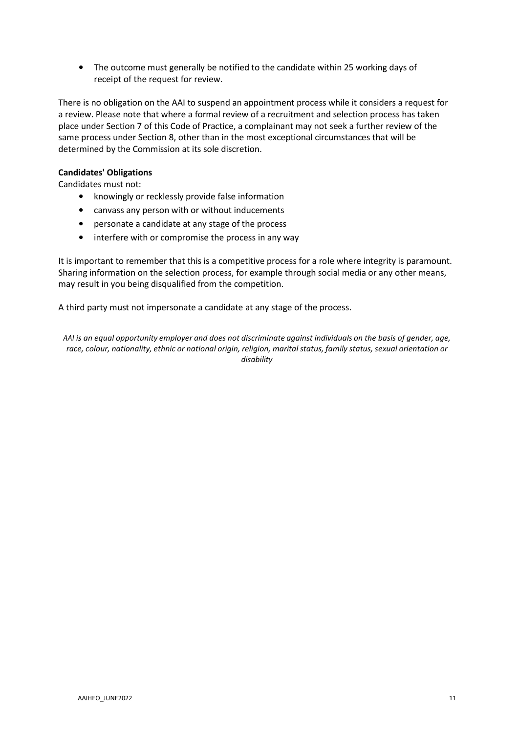- The outcome must generally be notified to the candidate within 25 working days of receipt of the request for review.

There is no obligation on the AAI to suspend an appointment process while it considers a request for a review. Please note that where a formal review of a recruitment and selection process has taken place under Section 7 of this Code of Practice, a complainant may not seek a further review of the same process under Section 8, other than in the most exceptional circumstances that will be determined by the Commission at its sole discretion.

**Candidates' Obligations**

Candidates must not:

- knowingly or recklessly provide false information
- canvass any person with or without inducements
- personate a candidate at any stage of the process
- interfere with or compromise the process in any way

It is important to remember that this is a competitive process for a role where integrity is paramount. Sharing information on the selection process, for example through social media or any other means, may result in you being disqualified from the competition.

A third party must not impersonate a candidate at any stage of the process.

*AAI is an equal opportunity employer and does not discriminate against individuals on the basis of gender, age, race, colour, nationality, ethnic or national origin, religion, marital status, family status, sexual orientation or disability*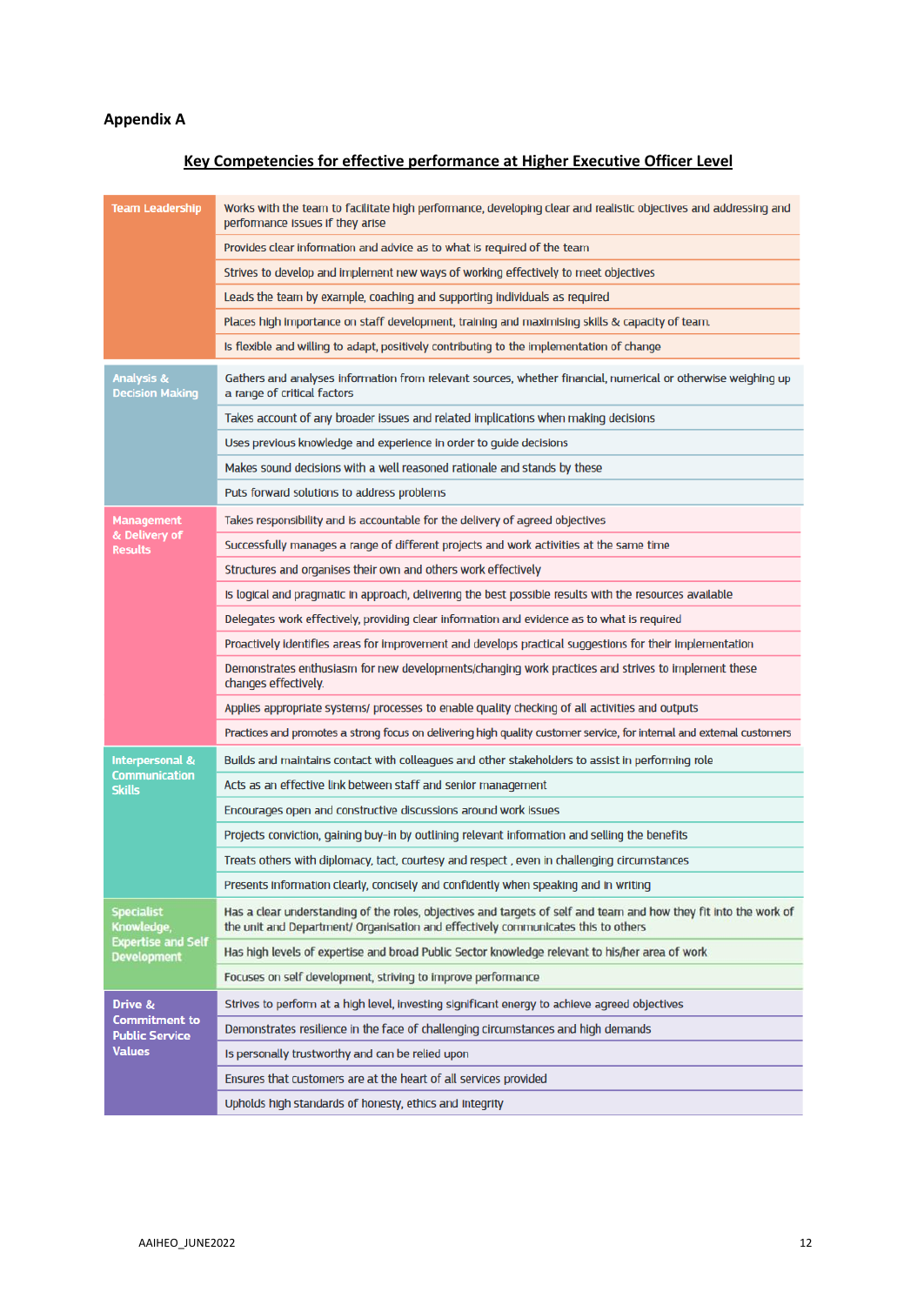**Appendix A**

**Key Competencies for effective performance at Higher Executive Officer Level**

| | |
|---|---|
| **Team Leadership** | Works with the team to facilitate high performance, developing clear and realistic objectives and addressing performance issues if they arise |
| | Provides clear information and advice as to what is required of the team |
| | Strives to develop and implement new ways of working effectively to meet objectives |
| | Leads the team by example, coaching and supporting individuals as required |
| | Places high importance on staff development, training and maximising skills & capacity of team |
| | Is flexible and willing to adapt, positively contributing to the implementation of change |
| **Analysis & Decision Making** | Gathers and analyses information from relevant sources, whether financial, numerical or otherwise weighing up a range of critical factors |
| | Takes account of any broader issues and related implications when making decisions |
| | Uses previous knowledge and experience in order to guide decisions |
| | Makes sound decisions with a well reasoned rationale and stands by these |
| | Puts forward solutions to address problems |
| **Management & Delivery of Results** | Takes responsibility and is accountable for the delivery of agreed objectives |
| | Successfully manages a range of different projects and work activities at the same time |
| | Structures and organises their own and others work effectively |
| | Is logical and pragmatic in approach, delivering the best possible results with the resources available |
| | Delegates work effectively, providing clear information and evidence as to what is required |
| | Proactively identifies areas for improvement and develops practical suggestions for their implementation |
| | Demonstrates enthusiasm for new developments/changing work practices and strives to implement these changes effectively |
| | Applies appropriate systems/ processes to enable quality checking of all activities and outputs |
| | Practices and promotes a strong focus on delivering high quality customer service, for internal and external customers |
| **Interpersonal & Communication Skills** | Builds and maintains contact with colleagues and other stakeholders to assist in performing role |
| | Acts as an effective link between staff and senior management |
| | Encourages open and constructive discussions around work issues |
| | Projects conviction, gaining buy-in by outlining relevant information and selling the benefits |
| | Treats others with diplomacy, tact, courtesy and respect , even in challenging circumstances |
| | Presents information clearly, concisely and confidently when speaking and in writing |
| **Specialist Knowledge, Expertise and Self Development** | Has a clear understanding of the roles, objectives and targets of self and team and how they fit into the work of the unit and Department/ Organisation and effectively communicates this to others |
| | Has high levels of expertise and broad Public Sector knowledge relevant to his/her area of work |
| | Focuses on self development, striving to improve performance |
| **Drive & Commitment to Public Service Values** | Strives to perform at a high level, investing significant energy to achieve agreed objectives |
| | Demonstrates resilience in the face of challenging circumstances and high demands |
| | Is personally trustworthy and can be relied upon |
| | Ensures that customers are at the heart of all services provided |
| | Upholds high standards of honesty, ethics and integrity |

AAIHEO_JUNE2022